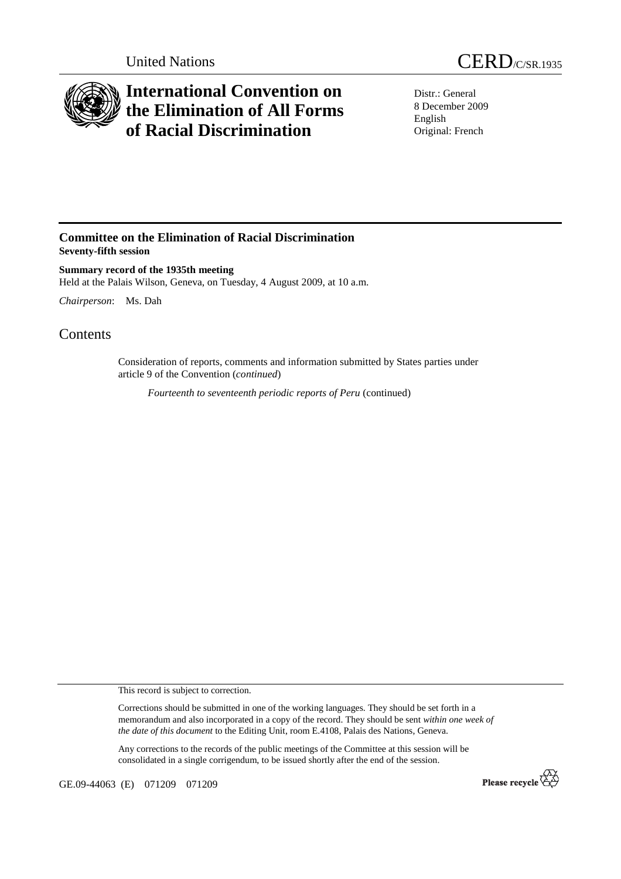United Nations

CERD/C/SR.1935

# International Convention on the Elimination of All Forms of Racial Discrimination

Distr.: General
8 December 2009
English
Original: French

## Committee on the Elimination of Racial Discrimination
**Seventy-fifth session**

**Summary record of the 1935th meeting**
Held at the Palais Wilson, Geneva, on Tuesday, 4 August 2009, at 10 a.m.

*Chairperson*: Ms. Dah

# Contents

Consideration of reports, comments and information submitted by States parties under article 9 of the Convention (*continued*)

*Fourteenth to seventeenth periodic reports of Peru* (continued)

This record is subject to correction.

Corrections should be submitted in one of the working languages. They should be set forth in a memorandum and also incorporated in a copy of the record. They should be sent *within one week of the date of this document* to the Editing Unit, room E.4108, Palais des Nations, Geneva.

Any corrections to the records of the public meetings of the Committee at this session will be consolidated in a single corrigendum, to be issued shortly after the end of the session.

GE.09-44063 (E) 071209 071209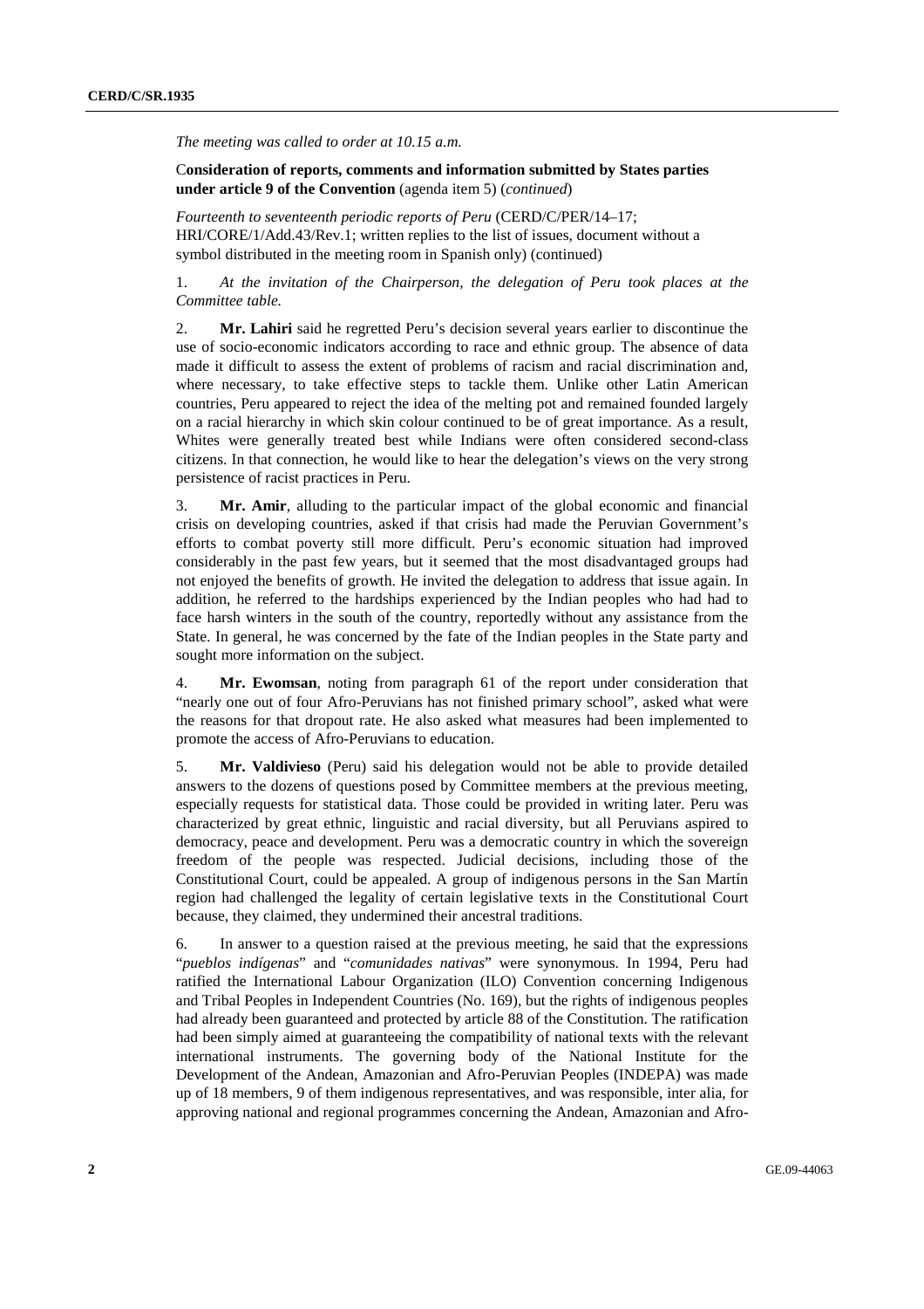*The meeting was called to order at 10.15 a.m.*

**Consideration of reports, comments and information submitted by States parties under article 9 of the Convention** (agenda item 5) (*continued*)

*Fourteenth to seventeenth periodic reports of Peru* (CERD/C/PER/14–17; HRI/CORE/1/Add.43/Rev.1; written replies to the list of issues, document without a symbol distributed in the meeting room in Spanish only) (continued)

1. *At the invitation of the Chairperson, the delegation of Peru took places at the Committee table.*

2. **Mr. Lahiri** said he regretted Peru's decision several years earlier to discontinue the use of socio-economic indicators according to race and ethnic group. The absence of data made it difficult to assess the extent of problems of racism and racial discrimination and, where necessary, to take effective steps to tackle them. Unlike other Latin American countries, Peru appeared to reject the idea of the melting pot and remained founded largely on a racial hierarchy in which skin colour continued to be of great importance. As a result, Whites were generally treated best while Indians were often considered second-class citizens. In that connection, he would like to hear the delegation's views on the very strong persistence of racist practices in Peru.

3. **Mr. Amir**, alluding to the particular impact of the global economic and financial crisis on developing countries, asked if that crisis had made the Peruvian Government's efforts to combat poverty still more difficult. Peru's economic situation had improved considerably in the past few years, but it seemed that the most disadvantaged groups had not enjoyed the benefits of growth. He invited the delegation to address that issue again. In addition, he referred to the hardships experienced by the Indian peoples who had had to face harsh winters in the south of the country, reportedly without any assistance from the State. In general, he was concerned by the fate of the Indian peoples in the State party and sought more information on the subject.

4. **Mr. Ewomsan**, noting from paragraph 61 of the report under consideration that "nearly one out of four Afro-Peruvians has not finished primary school", asked what were the reasons for that dropout rate. He also asked what measures had been implemented to promote the access of Afro-Peruvians to education.

5. **Mr. Valdivieso** (Peru) said his delegation would not be able to provide detailed answers to the dozens of questions posed by Committee members at the previous meeting, especially requests for statistical data. Those could be provided in writing later. Peru was characterized by great ethnic, linguistic and racial diversity, but all Peruvians aspired to democracy, peace and development. Peru was a democratic country in which the sovereign freedom of the people was respected. Judicial decisions, including those of the Constitutional Court, could be appealed. A group of indigenous persons in the San Martín region had challenged the legality of certain legislative texts in the Constitutional Court because, they claimed, they undermined their ancestral traditions.

6. In answer to a question raised at the previous meeting, he said that the expressions "*pueblos indígenas*" and "*comunidades nativas*" were synonymous. In 1994, Peru had ratified the International Labour Organization (ILO) Convention concerning Indigenous and Tribal Peoples in Independent Countries (No. 169), but the rights of indigenous peoples had already been guaranteed and protected by article 88 of the Constitution. The ratification had been simply aimed at guaranteeing the compatibility of national texts with the relevant international instruments. The governing body of the National Institute for the Development of the Andean, Amazonian and Afro-Peruvian Peoples (INDEPA) was made up of 18 members, 9 of them indigenous representatives, and was responsible, inter alia, for approving national and regional programmes concerning the Andean, Amazonian and Afro-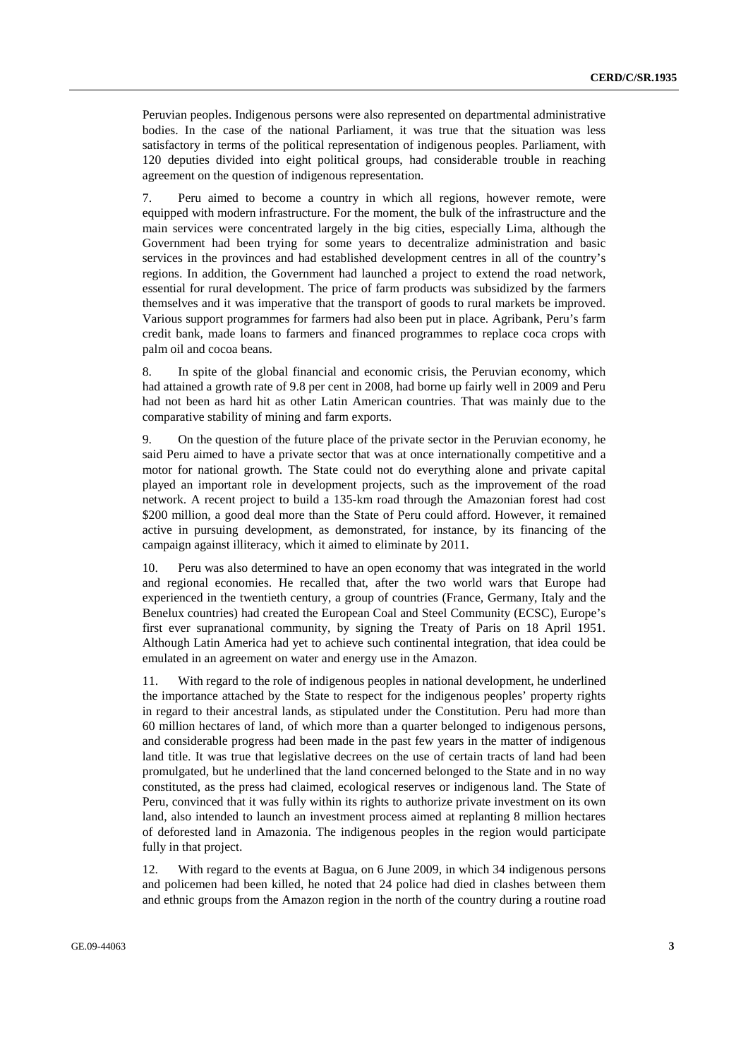Peruvian peoples. Indigenous persons were also represented on departmental administrative bodies. In the case of the national Parliament, it was true that the situation was less satisfactory in terms of the political representation of indigenous peoples. Parliament, with 120 deputies divided into eight political groups, had considerable trouble in reaching agreement on the question of indigenous representation.

7. Peru aimed to become a country in which all regions, however remote, were equipped with modern infrastructure. For the moment, the bulk of the infrastructure and the main services were concentrated largely in the big cities, especially Lima, although the Government had been trying for some years to decentralize administration and basic services in the provinces and had established development centres in all of the country's regions. In addition, the Government had launched a project to extend the road network, essential for rural development. The price of farm products was subsidized by the farmers themselves and it was imperative that the transport of goods to rural markets be improved. Various support programmes for farmers had also been put in place. Agribank, Peru's farm credit bank, made loans to farmers and financed programmes to replace coca crops with palm oil and cocoa beans.

8. In spite of the global financial and economic crisis, the Peruvian economy, which had attained a growth rate of 9.8 per cent in 2008, had borne up fairly well in 2009 and Peru had not been as hard hit as other Latin American countries. That was mainly due to the comparative stability of mining and farm exports.

9. On the question of the future place of the private sector in the Peruvian economy, he said Peru aimed to have a private sector that was at once internationally competitive and a motor for national growth. The State could not do everything alone and private capital played an important role in development projects, such as the improvement of the road network. A recent project to build a 135-km road through the Amazonian forest had cost $200 million, a good deal more than the State of Peru could afford. However, it remained active in pursuing development, as demonstrated, for instance, by its financing of the campaign against illiteracy, which it aimed to eliminate by 2011.

10. Peru was also determined to have an open economy that was integrated in the world and regional economies. He recalled that, after the two world wars that Europe had experienced in the twentieth century, a group of countries (France, Germany, Italy and the Benelux countries) had created the European Coal and Steel Community (ECSC), Europe's first ever supranational community, by signing the Treaty of Paris on 18 April 1951. Although Latin America had yet to achieve such continental integration, that idea could be emulated in an agreement on water and energy use in the Amazon.

11. With regard to the role of indigenous peoples in national development, he underlined the importance attached by the State to respect for the indigenous peoples' property rights in regard to their ancestral lands, as stipulated under the Constitution. Peru had more than 60 million hectares of land, of which more than a quarter belonged to indigenous persons, and considerable progress had been made in the past few years in the matter of indigenous land title. It was true that legislative decrees on the use of certain tracts of land had been promulgated, but he underlined that the land concerned belonged to the State and in no way constituted, as the press had claimed, ecological reserves or indigenous land. The State of Peru, convinced that it was fully within its rights to authorize private investment on its own land, also intended to launch an investment process aimed at replanting 8 million hectares of deforested land in Amazonia. The indigenous peoples in the region would participate fully in that project.

12. With regard to the events at Bagua, on 6 June 2009, in which 34 indigenous persons and policemen had been killed, he noted that 24 police had died in clashes between them and ethnic groups from the Amazon region in the north of the country during a routine road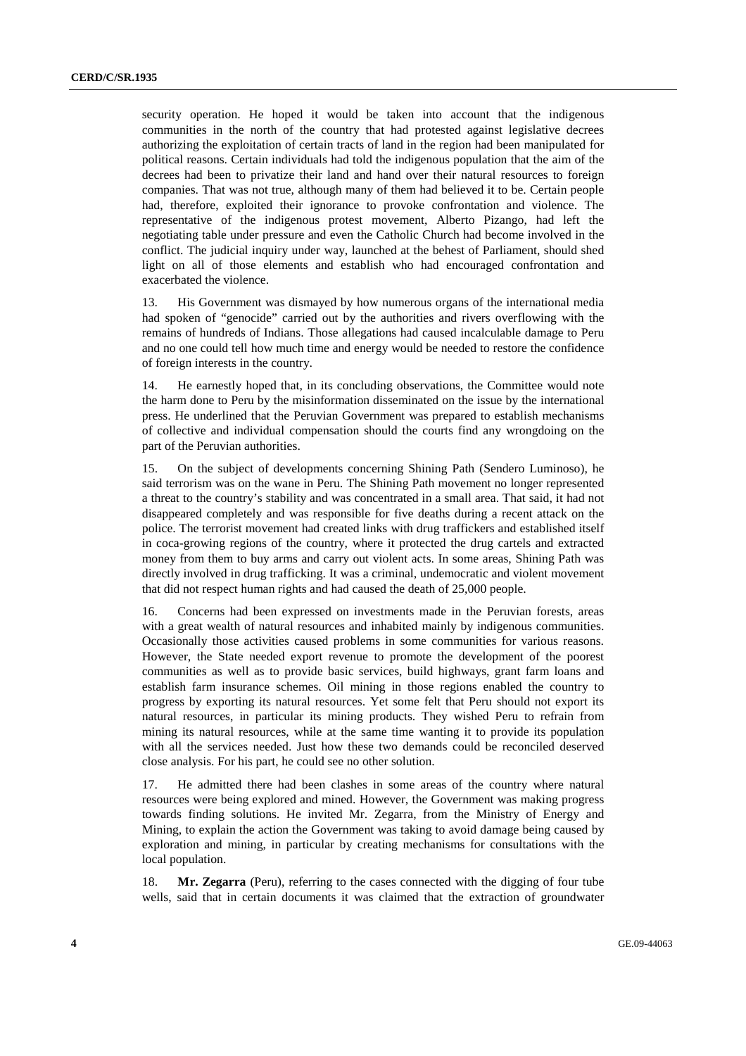security operation. He hoped it would be taken into account that the indigenous communities in the north of the country that had protested against legislative decrees authorizing the exploitation of certain tracts of land in the region had been manipulated for political reasons. Certain individuals had told the indigenous population that the aim of the decrees had been to privatize their land and hand over their natural resources to foreign companies. That was not true, although many of them had believed it to be. Certain people had, therefore, exploited their ignorance to provoke confrontation and violence. The representative of the indigenous protest movement, Alberto Pizango, had left the negotiating table under pressure and even the Catholic Church had become involved in the conflict. The judicial inquiry under way, launched at the behest of Parliament, should shed light on all of those elements and establish who had encouraged confrontation and exacerbated the violence.

13. His Government was dismayed by how numerous organs of the international media had spoken of "genocide" carried out by the authorities and rivers overflowing with the remains of hundreds of Indians. Those allegations had caused incalculable damage to Peru and no one could tell how much time and energy would be needed to restore the confidence of foreign interests in the country.

14. He earnestly hoped that, in its concluding observations, the Committee would note the harm done to Peru by the misinformation disseminated on the issue by the international press. He underlined that the Peruvian Government was prepared to establish mechanisms of collective and individual compensation should the courts find any wrongdoing on the part of the Peruvian authorities.

15. On the subject of developments concerning Shining Path (Sendero Luminoso), he said terrorism was on the wane in Peru. The Shining Path movement no longer represented a threat to the country's stability and was concentrated in a small area. That said, it had not disappeared completely and was responsible for five deaths during a recent attack on the police. The terrorist movement had created links with drug traffickers and established itself in coca-growing regions of the country, where it protected the drug cartels and extracted money from them to buy arms and carry out violent acts. In some areas, Shining Path was directly involved in drug trafficking. It was a criminal, undemocratic and violent movement that did not respect human rights and had caused the death of 25,000 people.

16. Concerns had been expressed on investments made in the Peruvian forests, areas with a great wealth of natural resources and inhabited mainly by indigenous communities. Occasionally those activities caused problems in some communities for various reasons. However, the State needed export revenue to promote the development of the poorest communities as well as to provide basic services, build highways, grant farm loans and establish farm insurance schemes. Oil mining in those regions enabled the country to progress by exporting its natural resources. Yet some felt that Peru should not export its natural resources, in particular its mining products. They wished Peru to refrain from mining its natural resources, while at the same time wanting it to provide its population with all the services needed. Just how these two demands could be reconciled deserved close analysis. For his part, he could see no other solution.

17. He admitted there had been clashes in some areas of the country where natural resources were being explored and mined. However, the Government was making progress towards finding solutions. He invited Mr. Zegarra, from the Ministry of Energy and Mining, to explain the action the Government was taking to avoid damage being caused by exploration and mining, in particular by creating mechanisms for consultations with the local population.

18. **Mr. Zegarra** (Peru), referring to the cases connected with the digging of four tube wells, said that in certain documents it was claimed that the extraction of groundwater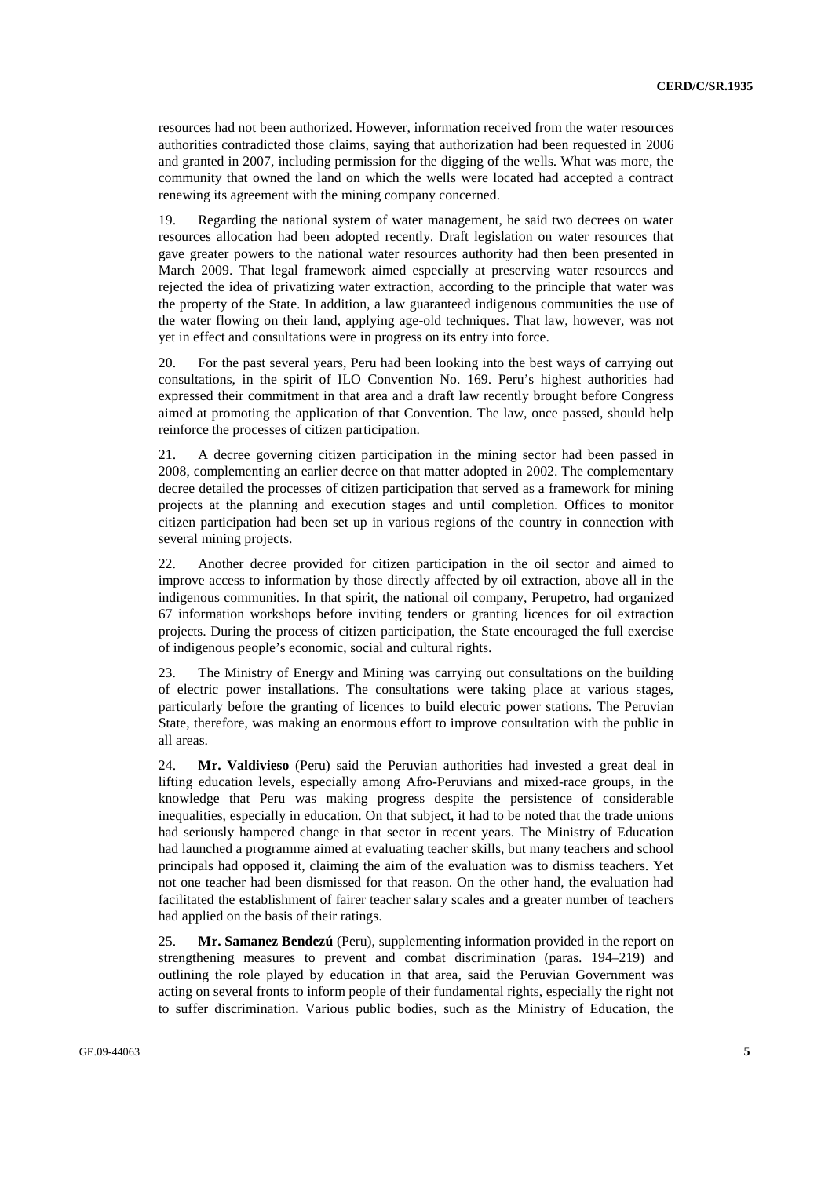resources had not been authorized. However, information received from the water resources authorities contradicted those claims, saying that authorization had been requested in 2006 and granted in 2007, including permission for the digging of the wells. What was more, the community that owned the land on which the wells were located had accepted a contract renewing its agreement with the mining company concerned.

19. Regarding the national system of water management, he said two decrees on water resources allocation had been adopted recently. Draft legislation on water resources that gave greater powers to the national water resources authority had then been presented in March 2009. That legal framework aimed especially at preserving water resources and rejected the idea of privatizing water extraction, according to the principle that water was the property of the State. In addition, a law guaranteed indigenous communities the use of the water flowing on their land, applying age-old techniques. That law, however, was not yet in effect and consultations were in progress on its entry into force.

20. For the past several years, Peru had been looking into the best ways of carrying out consultations, in the spirit of ILO Convention No. 169. Peru's highest authorities had expressed their commitment in that area and a draft law recently brought before Congress aimed at promoting the application of that Convention. The law, once passed, should help reinforce the processes of citizen participation.

21. A decree governing citizen participation in the mining sector had been passed in 2008, complementing an earlier decree on that matter adopted in 2002. The complementary decree detailed the processes of citizen participation that served as a framework for mining projects at the planning and execution stages and until completion. Offices to monitor citizen participation had been set up in various regions of the country in connection with several mining projects.

22. Another decree provided for citizen participation in the oil sector and aimed to improve access to information by those directly affected by oil extraction, above all in the indigenous communities. In that spirit, the national oil company, Perupetro, had organized 67 information workshops before inviting tenders or granting licences for oil extraction projects. During the process of citizen participation, the State encouraged the full exercise of indigenous people's economic, social and cultural rights.

23. The Ministry of Energy and Mining was carrying out consultations on the building of electric power installations. The consultations were taking place at various stages, particularly before the granting of licences to build electric power stations. The Peruvian State, therefore, was making an enormous effort to improve consultation with the public in all areas.

24. **Mr. Valdivieso** (Peru) said the Peruvian authorities had invested a great deal in lifting education levels, especially among Afro-Peruvians and mixed-race groups, in the knowledge that Peru was making progress despite the persistence of considerable inequalities, especially in education. On that subject, it had to be noted that the trade unions had seriously hampered change in that sector in recent years. The Ministry of Education had launched a programme aimed at evaluating teacher skills, but many teachers and school principals had opposed it, claiming the aim of the evaluation was to dismiss teachers. Yet not one teacher had been dismissed for that reason. On the other hand, the evaluation had facilitated the establishment of fairer teacher salary scales and a greater number of teachers had applied on the basis of their ratings.

25. **Mr. Samanez Bendezú** (Peru), supplementing information provided in the report on strengthening measures to prevent and combat discrimination (paras. 194–219) and outlining the role played by education in that area, said the Peruvian Government was acting on several fronts to inform people of their fundamental rights, especially the right not to suffer discrimination. Various public bodies, such as the Ministry of Education, the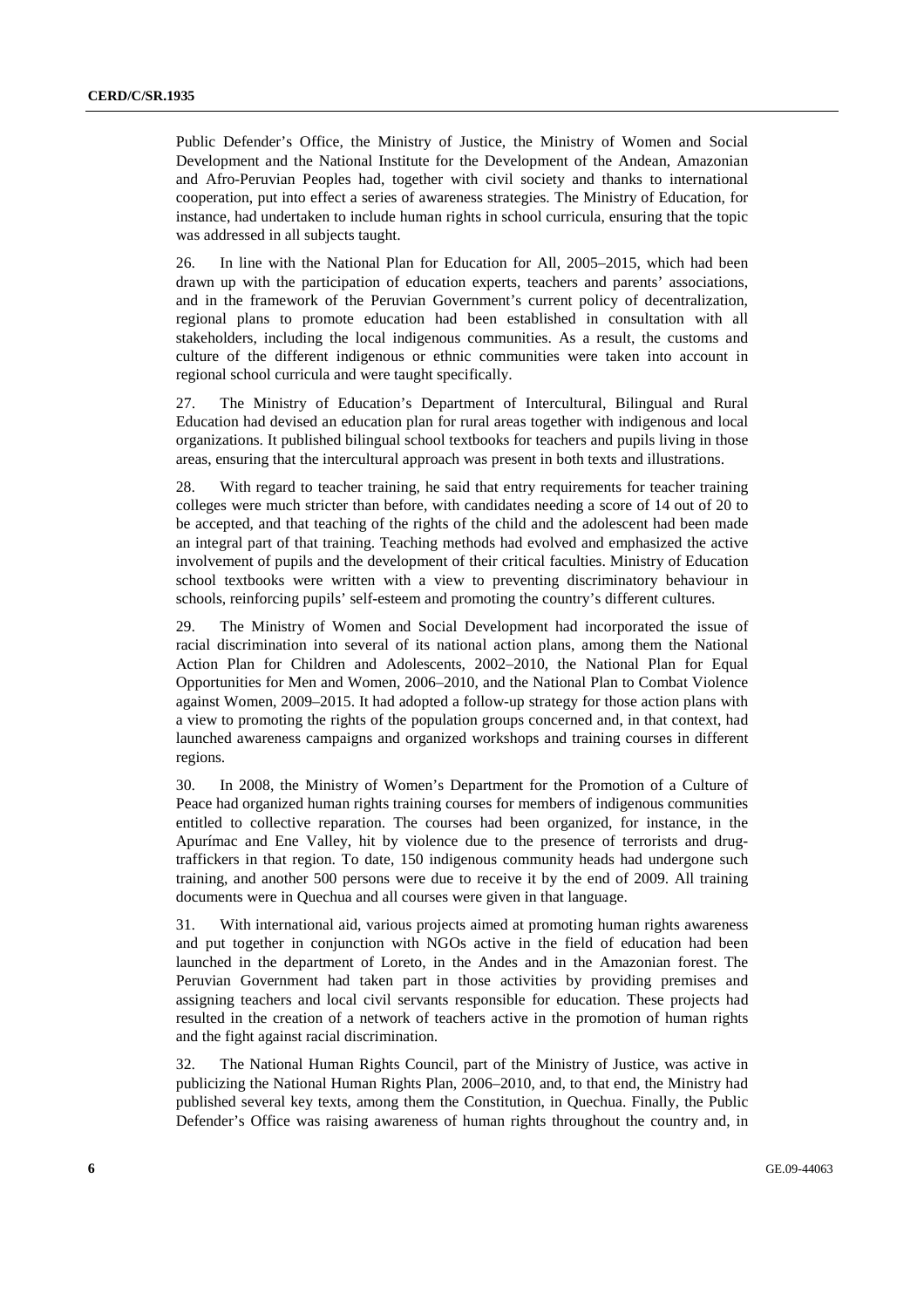Public Defender's Office, the Ministry of Justice, the Ministry of Women and Social Development and the National Institute for the Development of the Andean, Amazonian and Afro-Peruvian Peoples had, together with civil society and thanks to international cooperation, put into effect a series of awareness strategies. The Ministry of Education, for instance, had undertaken to include human rights in school curricula, ensuring that the topic was addressed in all subjects taught.

26. In line with the National Plan for Education for All, 2005–2015, which had been drawn up with the participation of education experts, teachers and parents' associations, and in the framework of the Peruvian Government's current policy of decentralization, regional plans to promote education had been established in consultation with all stakeholders, including the local indigenous communities. As a result, the customs and culture of the different indigenous or ethnic communities were taken into account in regional school curricula and were taught specifically.

27. The Ministry of Education's Department of Intercultural, Bilingual and Rural Education had devised an education plan for rural areas together with indigenous and local organizations. It published bilingual school textbooks for teachers and pupils living in those areas, ensuring that the intercultural approach was present in both texts and illustrations.

28. With regard to teacher training, he said that entry requirements for teacher training colleges were much stricter than before, with candidates needing a score of 14 out of 20 to be accepted, and that teaching of the rights of the child and the adolescent had been made an integral part of that training. Teaching methods had evolved and emphasized the active involvement of pupils and the development of their critical faculties. Ministry of Education school textbooks were written with a view to preventing discriminatory behaviour in schools, reinforcing pupils' self-esteem and promoting the country's different cultures.

29. The Ministry of Women and Social Development had incorporated the issue of racial discrimination into several of its national action plans, among them the National Action Plan for Children and Adolescents, 2002–2010, the National Plan for Equal Opportunities for Men and Women, 2006–2010, and the National Plan to Combat Violence against Women, 2009–2015. It had adopted a follow-up strategy for those action plans with a view to promoting the rights of the population groups concerned and, in that context, had launched awareness campaigns and organized workshops and training courses in different regions.

30. In 2008, the Ministry of Women's Department for the Promotion of a Culture of Peace had organized human rights training courses for members of indigenous communities entitled to collective reparation. The courses had been organized, for instance, in the Apurímac and Ene Valley, hit by violence due to the presence of terrorists and drug-traffickers in that region. To date, 150 indigenous community heads had undergone such training, and another 500 persons were due to receive it by the end of 2009. All training documents were in Quechua and all courses were given in that language.

31. With international aid, various projects aimed at promoting human rights awareness and put together in conjunction with NGOs active in the field of education had been launched in the department of Loreto, in the Andes and in the Amazonian forest. The Peruvian Government had taken part in those activities by providing premises and assigning teachers and local civil servants responsible for education. These projects had resulted in the creation of a network of teachers active in the promotion of human rights and the fight against racial discrimination.

32. The National Human Rights Council, part of the Ministry of Justice, was active in publicizing the National Human Rights Plan, 2006–2010, and, to that end, the Ministry had published several key texts, among them the Constitution, in Quechua. Finally, the Public Defender's Office was raising awareness of human rights throughout the country and, in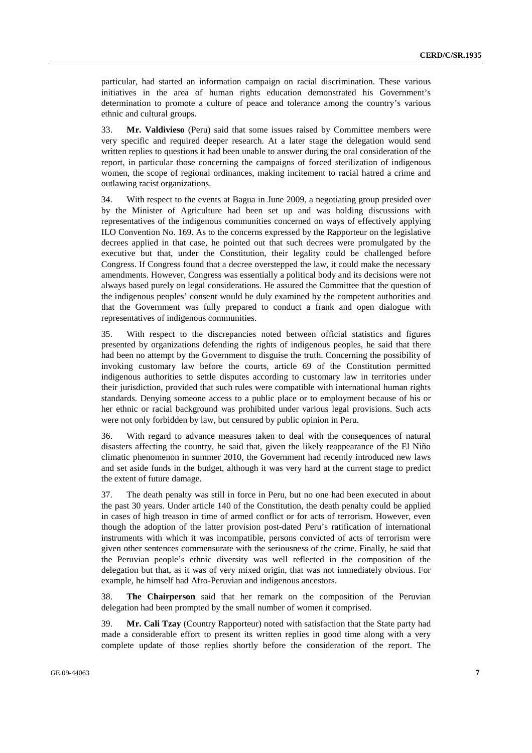particular, had started an information campaign on racial discrimination. These various initiatives in the area of human rights education demonstrated his Government's determination to promote a culture of peace and tolerance among the country's various ethnic and cultural groups.

33. **Mr. Valdivieso** (Peru) said that some issues raised by Committee members were very specific and required deeper research. At a later stage the delegation would send written replies to questions it had been unable to answer during the oral consideration of the report, in particular those concerning the campaigns of forced sterilization of indigenous women, the scope of regional ordinances, making incitement to racial hatred a crime and outlawing racist organizations.

34. With respect to the events at Bagua in June 2009, a negotiating group presided over by the Minister of Agriculture had been set up and was holding discussions with representatives of the indigenous communities concerned on ways of effectively applying ILO Convention No. 169. As to the concerns expressed by the Rapporteur on the legislative decrees applied in that case, he pointed out that such decrees were promulgated by the executive but that, under the Constitution, their legality could be challenged before Congress. If Congress found that a decree overstepped the law, it could make the necessary amendments. However, Congress was essentially a political body and its decisions were not always based purely on legal considerations. He assured the Committee that the question of the indigenous peoples' consent would be duly examined by the competent authorities and that the Government was fully prepared to conduct a frank and open dialogue with representatives of indigenous communities.

35. With respect to the discrepancies noted between official statistics and figures presented by organizations defending the rights of indigenous peoples, he said that there had been no attempt by the Government to disguise the truth. Concerning the possibility of invoking customary law before the courts, article 69 of the Constitution permitted indigenous authorities to settle disputes according to customary law in territories under their jurisdiction, provided that such rules were compatible with international human rights standards. Denying someone access to a public place or to employment because of his or her ethnic or racial background was prohibited under various legal provisions. Such acts were not only forbidden by law, but censured by public opinion in Peru.

36. With regard to advance measures taken to deal with the consequences of natural disasters affecting the country, he said that, given the likely reappearance of the El Niño climatic phenomenon in summer 2010, the Government had recently introduced new laws and set aside funds in the budget, although it was very hard at the current stage to predict the extent of future damage.

37. The death penalty was still in force in Peru, but no one had been executed in about the past 30 years. Under article 140 of the Constitution, the death penalty could be applied in cases of high treason in time of armed conflict or for acts of terrorism. However, even though the adoption of the latter provision post-dated Peru's ratification of international instruments with which it was incompatible, persons convicted of acts of terrorism were given other sentences commensurate with the seriousness of the crime. Finally, he said that the Peruvian people's ethnic diversity was well reflected in the composition of the delegation but that, as it was of very mixed origin, that was not immediately obvious. For example, he himself had Afro-Peruvian and indigenous ancestors.

38. **The Chairperson** said that her remark on the composition of the Peruvian delegation had been prompted by the small number of women it comprised.

39. **Mr. Cali Tzay** (Country Rapporteur) noted with satisfaction that the State party had made a considerable effort to present its written replies in good time along with a very complete update of those replies shortly before the consideration of the report. The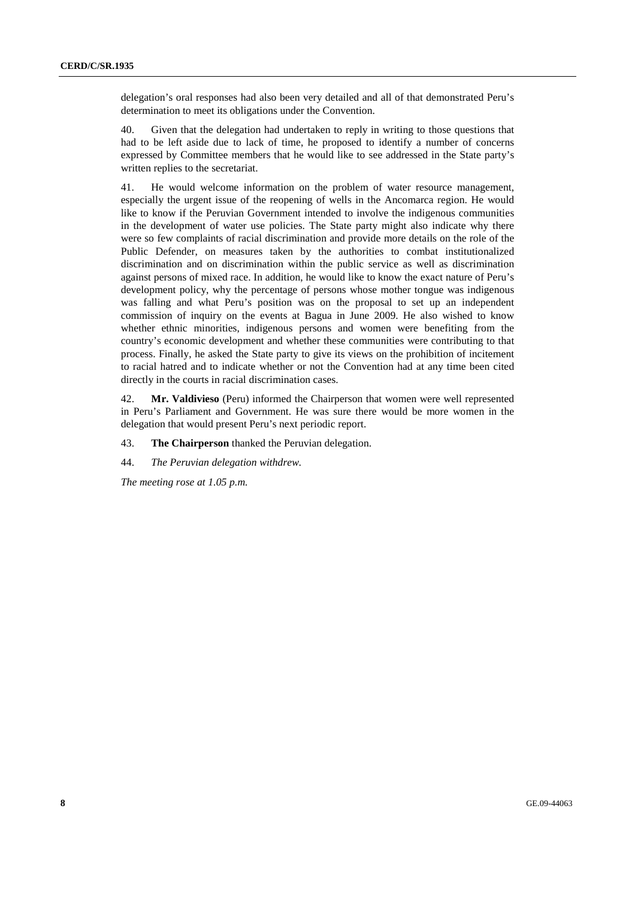delegation's oral responses had also been very detailed and all of that demonstrated Peru's determination to meet its obligations under the Convention.

40. Given that the delegation had undertaken to reply in writing to those questions that had to be left aside due to lack of time, he proposed to identify a number of concerns expressed by Committee members that he would like to see addressed in the State party's written replies to the secretariat.

41. He would welcome information on the problem of water resource management, especially the urgent issue of the reopening of wells in the Ancomarca region. He would like to know if the Peruvian Government intended to involve the indigenous communities in the development of water use policies. The State party might also indicate why there were so few complaints of racial discrimination and provide more details on the role of the Public Defender, on measures taken by the authorities to combat institutionalized discrimination and on discrimination within the public service as well as discrimination against persons of mixed race. In addition, he would like to know the exact nature of Peru's development policy, why the percentage of persons whose mother tongue was indigenous was falling and what Peru's position was on the proposal to set up an independent commission of inquiry on the events at Bagua in June 2009. He also wished to know whether ethnic minorities, indigenous persons and women were benefiting from the country's economic development and whether these communities were contributing to that process. Finally, he asked the State party to give its views on the prohibition of incitement to racial hatred and to indicate whether or not the Convention had at any time been cited directly in the courts in racial discrimination cases.

42. **Mr. Valdivieso** (Peru) informed the Chairperson that women were well represented in Peru's Parliament and Government. He was sure there would be more women in the delegation that would present Peru's next periodic report.

43. **The Chairperson** thanked the Peruvian delegation.

44. *The Peruvian delegation withdrew.*

*The meeting rose at 1.05 p.m.*